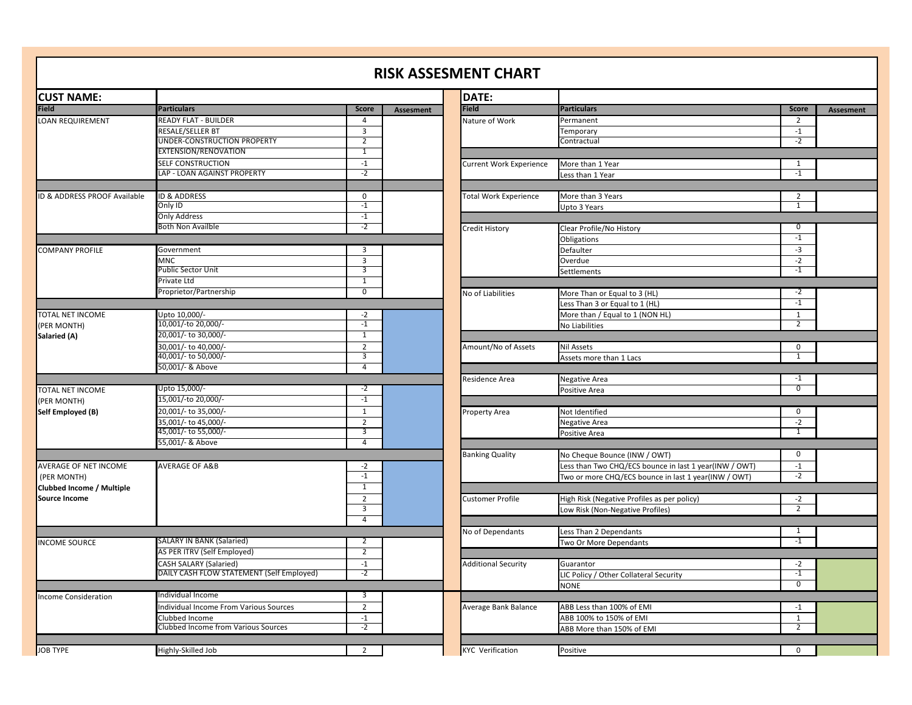# RISK ASSESMENT CHART

| CUST NAME: | | | |
|---|---|---|---|
| **Field** | **Particulars** | **Score** | **Assesment** |
| LOAN REQUIREMENT | READY FLAT - BUILDER | 4 | |
| | RESALE/SELLER BT | 3 | |
| | UNDER-CONSTRUCTION PROPERTY | 2 | |
| | EXTENSION/RENOVATION | 1 | |
| | SELF CONSTRUCTION | -1 | |
| | LAP - LOAN AGAINST PROPERTY | -2 | |
| ID & ADDRESS PROOF Available | ID & ADDRESS | 0 | |
| | Only ID | -1 | |
| | Only Address | -1 | |
| | Both Non Availble | -2 | |
| COMPANY PROFILE | Government | 3 | |
| | MNC | 3 | |
| | Public Sector Unit | 3 | |
| | Private Ltd | 1 | |
| | Proprietor/Partnership | 0 | |
| TOTAL NET INCOME (PER MONTH) **Salaried (A)** | Upto 10,000/- | -2 | |
| | 10,001/-to 20,000/- | -1 | |
| | 20,001/- to 30,000/- | 1 | |
| | 30,001/- to 40,000/- | 2 | |
| | 40,001/- to 50,000/- | 3 | |
| | 50,001/- & Above | 4 | |
| TOTAL NET INCOME (PER MONTH) **Self Employed (B)** | Upto 15,000/- | -2 | |
| | 15,001/-to 20,000/- | -1 | |
| | 20,001/- to 35,000/- | 1 | |
| | 35,001/- to 45,000/- | 2 | |
| | 45,001/- to 55,000/- | 3 | |
| | 55,001/- & Above | 4 | |
| AVERAGE OF NET INCOME (PER MONTH) **Clubbed Income / Multiple Source Income** | AVERAGE OF A&B | -2 | |
| | | -1 | |
| | | 1 | |
| | | 2 | |
| | | 3 | |
| | | 4 | |
| INCOME SOURCE | SALARY IN BANK (Salaried) | 2 | |
| | AS PER ITRV (Self Employed) | 2 | |
| | CASH SALARY (Salaried) | -1 | |
| | DAILY CASH FLOW STATEMENT (Self Employed) | -2 | |
| Income Consideration | Individual Income | 3 | |
| | Individual Income From Various Sources | 2 | |
| | Clubbed Income | -1 | |
| | Clubbed Income from Various Sources | -2 | |
| JOB TYPE | Highly-Skilled Job | 2 | |

| DATE: | | | |
|---|---|---|---|
| **Field** | **Particulars** | **Score** | **Assesment** |
| Nature of Work | Permanent | 2 | |
| | Temporary | -1 | |
| | Contractual | -2 | |
| Current Work Experience | More than 1 Year | 1 | |
| | Less than 1 Year | -1 | |
| Total Work Experience | More than 3 Years | 2 | |
| | Upto 3 Years | 1 | |
| Credit History | Clear Profile/No History | 0 | |
| | Obligations | -1 | |
| | Defaulter | -3 | |
| | Overdue | -2 | |
| | Settlements | -1 | |
| No of Liabilities | More Than or Equal to 3 (HL) | -2 | |
| | Less Than 3 or Equal to 1 (HL) | -1 | |
| | More than / Equal to 1 (NON HL) | 1 | |
| | No Liabilities | 2 | |
| Amount/No of Assets | Nil Assets | 0 | |
| | Assets more than 1 Lacs | 1 | |
| Residence Area | Negative Area | -1 | |
| | Positive Area | 0 | |
| Property Area | Not Identified | 0 | |
| | Negative Area | -2 | |
| | Positive Area | 1 | |
| Banking Quality | No Cheque Bounce (INW / OWT) | 0 | |
| | Less than Two CHQ/ECS bounce in last 1 year(INW / OWT) | -1 | |
| | Two or more CHQ/ECS bounce in last 1 year(INW / OWT) | -2 | |
| Customer Profile | High Risk (Negative Profiles as per policy) | -2 | |
| | Low Risk (Non-Negative Profiles) | 2 | |
| No of Dependants | Less Than 2 Dependants | 1 | |
| | Two Or More Dependants | -1 | |
| Additional Security | Guarantor | -2 | |
| | LIC Policy / Other Collateral Security | -1 | |
| | NONE | 0 | |
| Average Bank Balance | ABB Less than 100% of EMI | -1 | |
| | ABB 100% to 150% of EMI | 1 | |
| | ABB More than 150% of EMI | 2 | |
| KYC Verification | Positive | 0 | |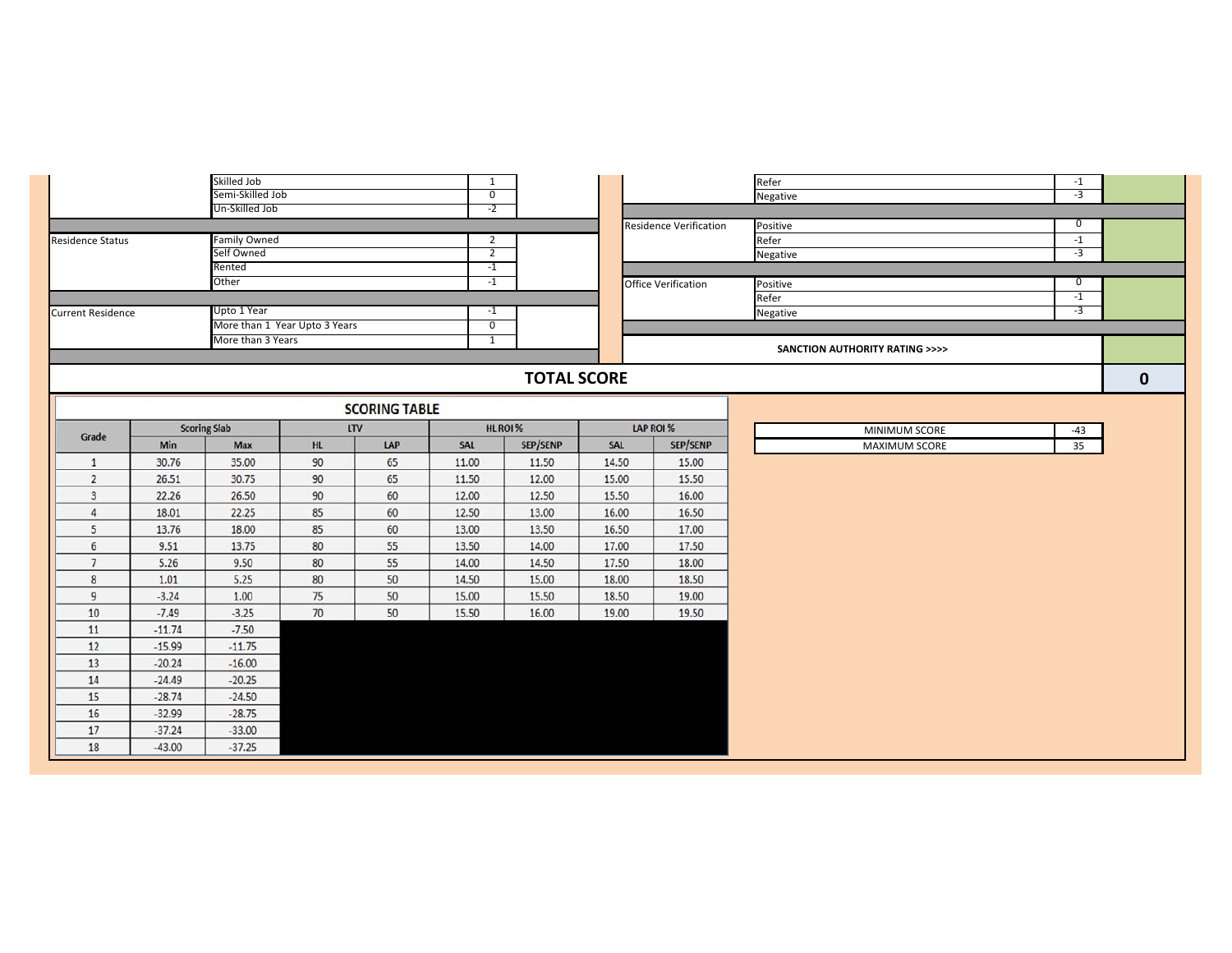| | | |
|---|---|---|
| | Skilled Job | 1 |
| | Semi-Skilled Job | 0 |
| | Un-Skilled Job | -2 |
| Residence Status | Family Owned | 2 |
| | Self Owned | 2 |
| | Rented | -1 |
| | Other | -1 |
| Current Residence | Upto 1 Year | -1 |
| | More than 1 Year Upto 3 Years | 0 |
| | More than 3 Years | 1 |

| | | |
|---|---|---|
| | Refer | -1 |
| | Negative | -3 |
| Residence Verification | Positive | 0 |
| | Refer | -1 |
| | Negative | -3 |
| Office Verification | Positive | 0 |
| | Refer | -1 |
| | Negative | -3 |
| SANCTION AUTHORITY RATING >>>> | | |

**TOTAL SCORE** **0**

## SCORING TABLE

| Grade | Scoring Slab | | LTV | | HL ROI % | | LAP ROI % | |
|---|---|---|---|---|---|---|---|---|
| | Min | Max | HL | LAP | SAL | SEP/SENP | SAL | SEP/SENP |
| 1 | 30.76 | 35.00 | 90 | 65 | 11.00 | 11.50 | 14.50 | 15.00 |
| 2 | 26.51 | 30.75 | 90 | 65 | 11.50 | 12.00 | 15.00 | 15.50 |
| 3 | 22.26 | 26.50 | 90 | 60 | 12.00 | 12.50 | 15.50 | 16.00 |
| 4 | 18.01 | 22.25 | 85 | 60 | 12.50 | 13.00 | 16.00 | 16.50 |
| 5 | 13.76 | 18.00 | 85 | 60 | 13.00 | 13.50 | 16.50 | 17.00 |
| 6 | 9.51 | 13.75 | 80 | 55 | 13.50 | 14.00 | 17.00 | 17.50 |
| 7 | 5.26 | 9.50 | 80 | 55 | 14.00 | 14.50 | 17.50 | 18.00 |
| 8 | 1.01 | 5.25 | 80 | 50 | 14.50 | 15.00 | 18.00 | 18.50 |
| 9 | -3.24 | 1.00 | 75 | 50 | 15.00 | 15.50 | 18.50 | 19.00 |
| 10 | -7.49 | -3.25 | 70 | 50 | 15.50 | 16.00 | 19.00 | 19.50 |
| 11 | -11.74 | -7.50 | | | | | | |
| 12 | -15.99 | -11.75 | | | | | | |
| 13 | -20.24 | -16.00 | | | | | | |
| 14 | -24.49 | -20.25 | | | | | | |
| 15 | -28.74 | -24.50 | | | | | | |
| 16 | -32.99 | -28.75 | | | | | | |
| 17 | -37.24 | -33.00 | | | | | | |
| 18 | -43.00 | -37.25 | | | | | | |

| | |
|---|---|
| MINIMUM SCORE | -43 |
| MAXIMUM SCORE | 35 |